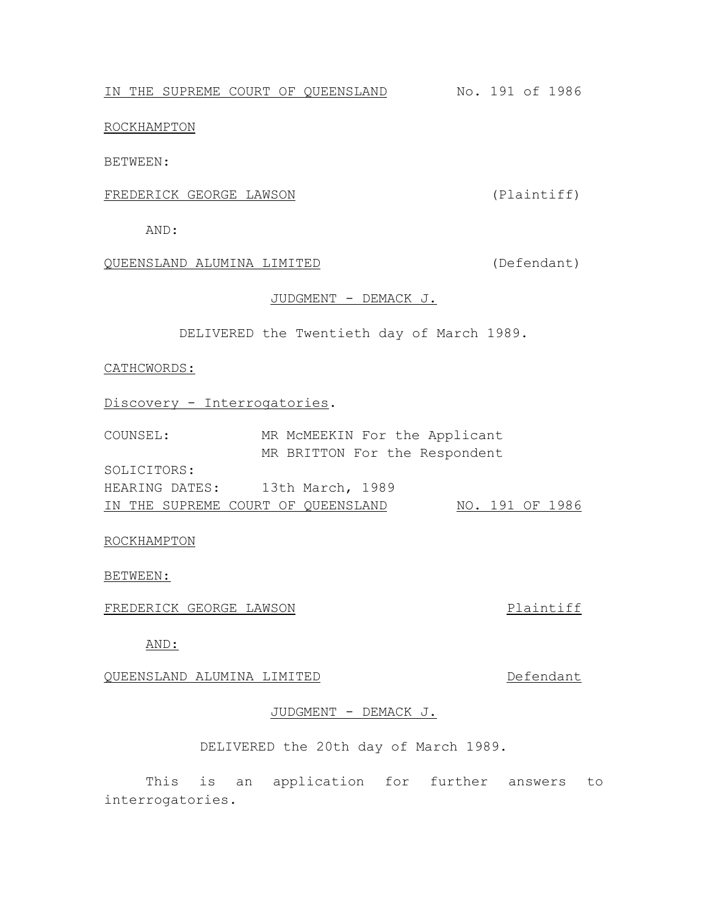IN THE SUPREME COURT OF QUEENSLAND No. 191 of 1986

ROCKHAMPTON

BETWEEN:

FREDERICK GEORGE LAWSON (Plaintiff)

AND:

QUEENSLAND ALUMINA LIMITED (Defendant)

JUDGMENT - DEMACK J.

DELIVERED the Twentieth day of March 1989.

CATHCWORDS:

Discovery - Interrogatories.

COUNSEL: MR McMEEKIN For the Applicant
MR BRITTON For the Respondent

SOLICITORS:

HEARING DATES: 13th March, 1989

IN THE SUPREME COURT OF QUEENSLAND NO. 191 OF 1986

ROCKHAMPTON

BETWEEN:

FREDERICK GEORGE LAWSON Plaintiff

AND:

QUEENSLAND ALUMINA LIMITED Defendant

JUDGMENT - DEMACK J.

DELIVERED the 20th day of March 1989.

This is an application for further answers to interrogatories.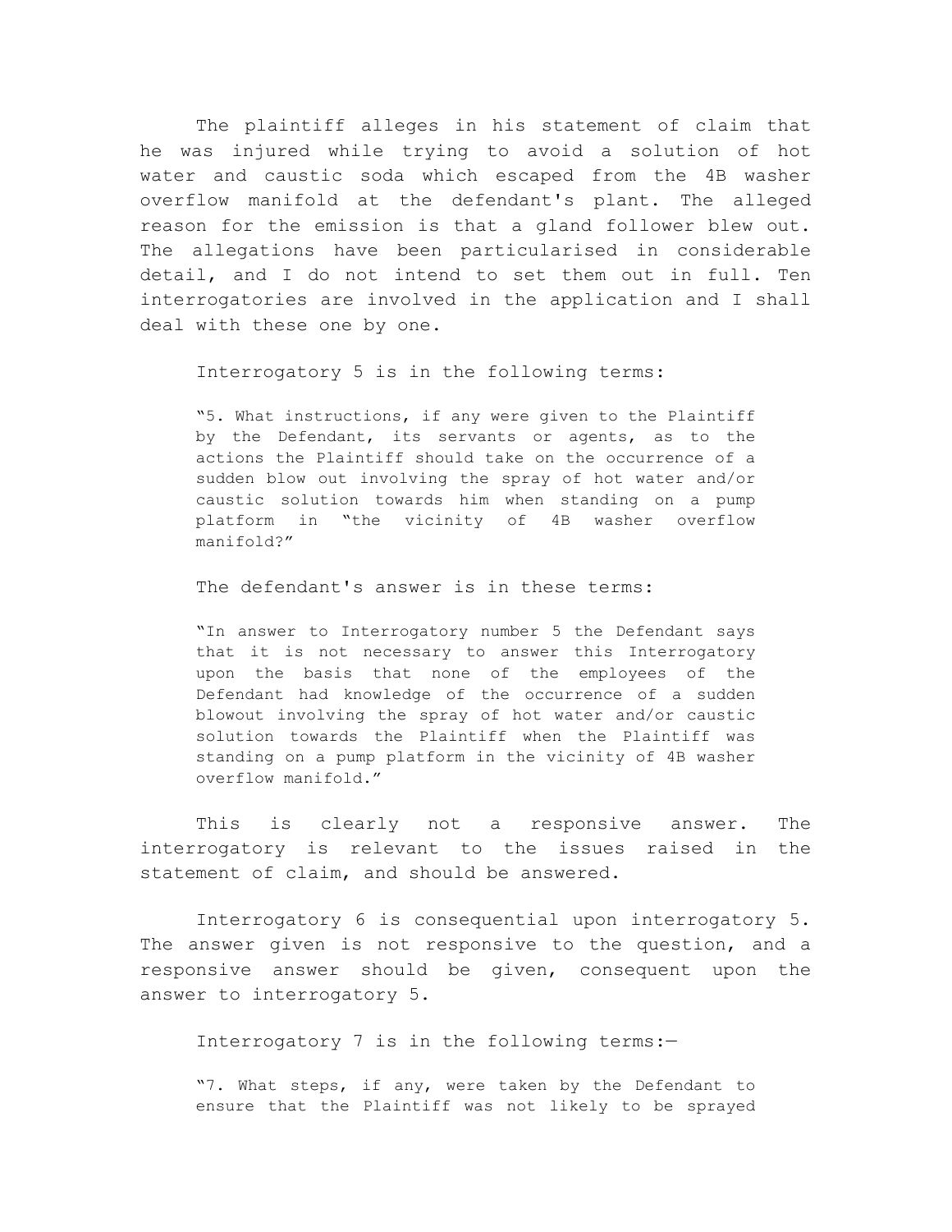The plaintiff alleges in his statement of claim that he was injured while trying to avoid a solution of hot water and caustic soda which escaped from the 4B washer overflow manifold at the defendant's plant. The alleged reason for the emission is that a gland follower blew out. The allegations have been particularised in considerable detail, and I do not intend to set them out in full. Ten interrogatories are involved in the application and I shall deal with these one by one.

Interrogatory 5 is in the following terms:

> "5. What instructions, if any were given to the Plaintiff by the Defendant, its servants or agents, as to the actions the Plaintiff should take on the occurrence of a sudden blow out involving the spray of hot water and/or caustic solution towards him when standing on a pump platform in "the vicinity of 4B washer overflow manifold?"

The defendant's answer is in these terms:

> "In answer to Interrogatory number 5 the Defendant says that it is not necessary to answer this Interrogatory upon the basis that none of the employees of the Defendant had knowledge of the occurrence of a sudden blowout involving the spray of hot water and/or caustic solution towards the Plaintiff when the Plaintiff was standing on a pump platform in the vicinity of 4B washer overflow manifold."

This is clearly not a responsive answer. The interrogatory is relevant to the issues raised in the statement of claim, and should be answered.

Interrogatory 6 is consequential upon interrogatory 5. The answer given is not responsive to the question, and a responsive answer should be given, consequent upon the answer to interrogatory 5.

Interrogatory 7 is in the following terms:—

> "7. What steps, if any, were taken by the Defendant to ensure that the Plaintiff was not likely to be sprayed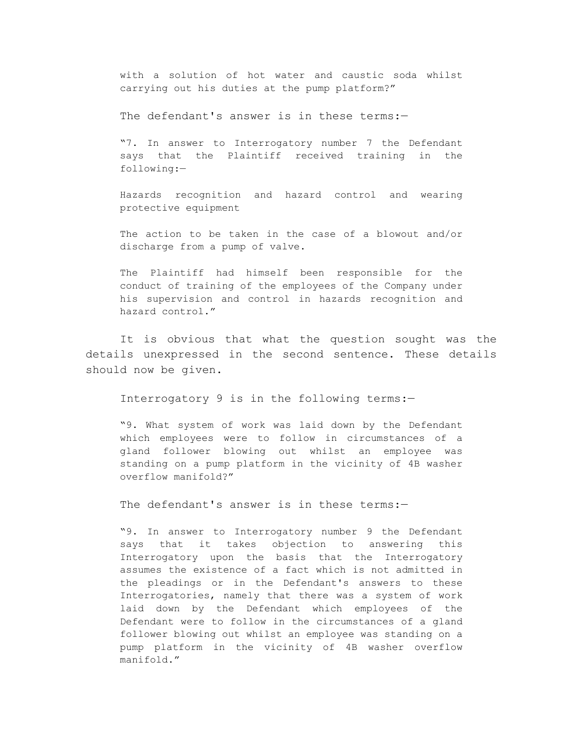with a solution of hot water and caustic soda whilst carrying out his duties at the pump platform?"

The defendant's answer is in these terms:—

"7. In answer to Interrogatory number 7 the Defendant says that the Plaintiff received training in the following:—

Hazards recognition and hazard control and wearing protective equipment

The action to be taken in the case of a blowout and/or discharge from a pump of valve.

The Plaintiff had himself been responsible for the conduct of training of the employees of the Company under his supervision and control in hazards recognition and hazard control."

It is obvious that what the question sought was the details unexpressed in the second sentence. These details should now be given.

Interrogatory 9 is in the following terms:—

"9. What system of work was laid down by the Defendant which employees were to follow in circumstances of a gland follower blowing out whilst an employee was standing on a pump platform in the vicinity of 4B washer overflow manifold?"

The defendant's answer is in these terms:—

"9. In answer to Interrogatory number 9 the Defendant says that it takes objection to answering this Interrogatory upon the basis that the Interrogatory assumes the existence of a fact which is not admitted in the pleadings or in the Defendant's answers to these Interrogatories, namely that there was a system of work laid down by the Defendant which employees of the Defendant were to follow in the circumstances of a gland follower blowing out whilst an employee was standing on a pump platform in the vicinity of 4B washer overflow manifold."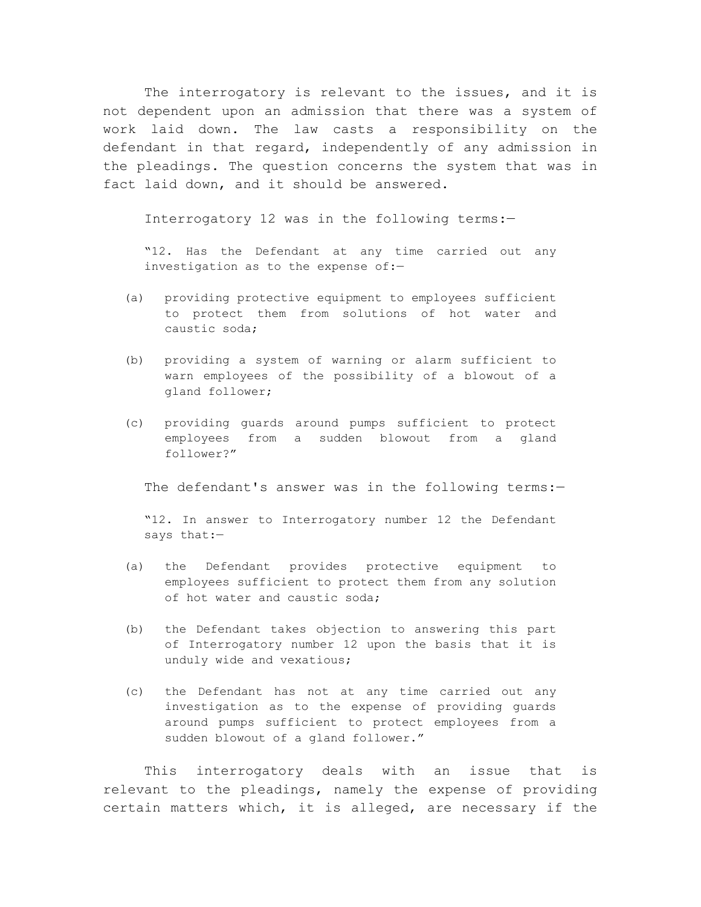The interrogatory is relevant to the issues, and it is not dependent upon an admission that there was a system of work laid down. The law casts a responsibility on the defendant in that regard, independently of any admission in the pleadings. The question concerns the system that was in fact laid down, and it should be answered.

Interrogatory 12 was in the following terms:—

> "12. Has the Defendant at any time carried out any investigation as to the expense of:—
>
> (a) providing protective equipment to employees sufficient to protect them from solutions of hot water and caustic soda;
>
> (b) providing a system of warning or alarm sufficient to warn employees of the possibility of a blowout of a gland follower;
>
> (c) providing guards around pumps sufficient to protect employees from a sudden blowout from a gland follower?"

The defendant's answer was in the following terms:—

> "12. In answer to Interrogatory number 12 the Defendant says that:—
>
> (a) the Defendant provides protective equipment to employees sufficient to protect them from any solution of hot water and caustic soda;
>
> (b) the Defendant takes objection to answering this part of Interrogatory number 12 upon the basis that it is unduly wide and vexatious;
>
> (c) the Defendant has not at any time carried out any investigation as to the expense of providing guards around pumps sufficient to protect employees from a sudden blowout of a gland follower."

This interrogatory deals with an issue that is relevant to the pleadings, namely the expense of providing certain matters which, it is alleged, are necessary if the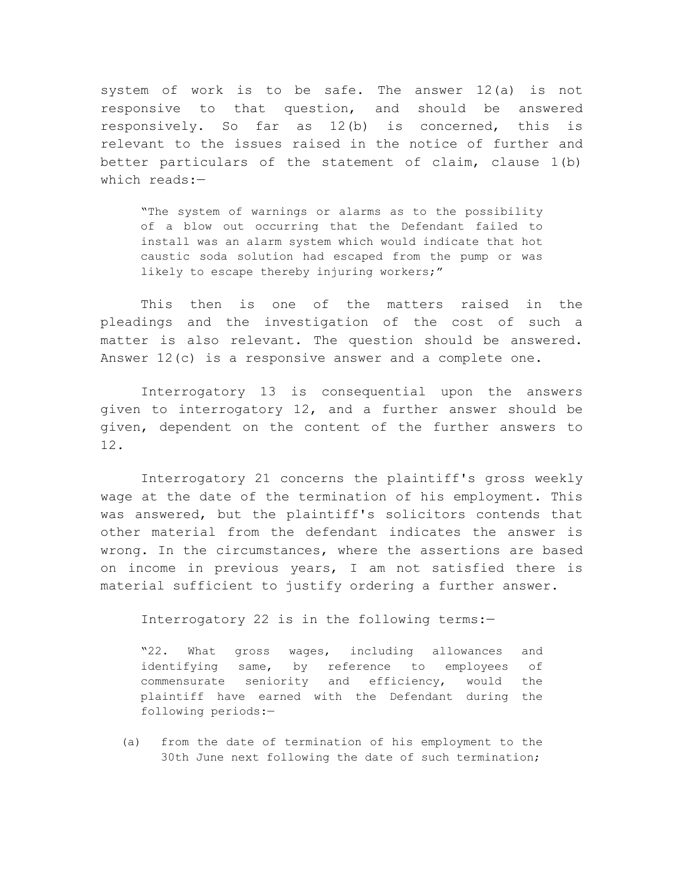system of work is to be safe. The answer 12(a) is not responsive to that question, and should be answered responsively. So far as 12(b) is concerned, this is relevant to the issues raised in the notice of further and better particulars of the statement of claim, clause 1(b) which reads:—

> "The system of warnings or alarms as to the possibility of a blow out occurring that the Defendant failed to install was an alarm system which would indicate that hot caustic soda solution had escaped from the pump or was likely to escape thereby injuring workers;"

This then is one of the matters raised in the pleadings and the investigation of the cost of such a matter is also relevant. The question should be answered. Answer 12(c) is a responsive answer and a complete one.

Interrogatory 13 is consequential upon the answers given to interrogatory 12, and a further answer should be given, dependent on the content of the further answers to 12.

Interrogatory 21 concerns the plaintiff's gross weekly wage at the date of the termination of his employment. This was answered, but the plaintiff's solicitors contends that other material from the defendant indicates the answer is wrong. In the circumstances, where the assertions are based on income in previous years, I am not satisfied there is material sufficient to justify ordering a further answer.

Interrogatory 22 is in the following terms:—

> "22. What gross wages, including allowances and identifying same, by reference to employees of commensurate seniority and efficiency, would the plaintiff have earned with the Defendant during the following periods:—
>
> (a) from the date of termination of his employment to the 30th June next following the date of such termination;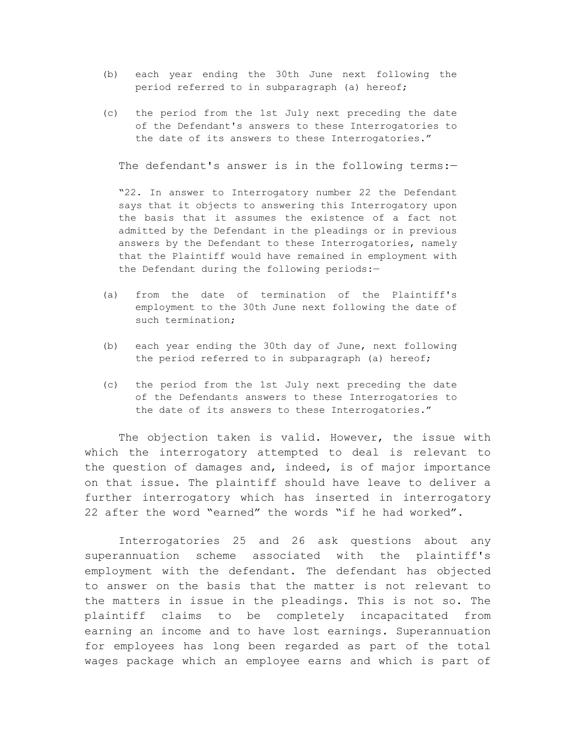(b) each year ending the 30th June next following the period referred to in subparagraph (a) hereof;

(c) the period from the 1st July next preceding the date of the Defendant's answers to these Interrogatories to the date of its answers to these Interrogatories."

The defendant's answer is in the following terms:—

"22. In answer to Interrogatory number 22 the Defendant says that it objects to answering this Interrogatory upon the basis that it assumes the existence of a fact not admitted by the Defendant in the pleadings or in previous answers by the Defendant to these Interrogatories, namely that the Plaintiff would have remained in employment with the Defendant during the following periods:—

(a) from the date of termination of the Plaintiff's employment to the 30th June next following the date of such termination;

(b) each year ending the 30th day of June, next following the period referred to in subparagraph (a) hereof;

(c) the period from the 1st July next preceding the date of the Defendants answers to these Interrogatories to the date of its answers to these Interrogatories."

The objection taken is valid. However, the issue with which the interrogatory attempted to deal is relevant to the question of damages and, indeed, is of major importance on that issue. The plaintiff should have leave to deliver a further interrogatory which has inserted in interrogatory 22 after the word "earned" the words "if he had worked".

Interrogatories 25 and 26 ask questions about any superannuation scheme associated with the plaintiff's employment with the defendant. The defendant has objected to answer on the basis that the matter is not relevant to the matters in issue in the pleadings. This is not so. The plaintiff claims to be completely incapacitated from earning an income and to have lost earnings. Superannuation for employees has long been regarded as part of the total wages package which an employee earns and which is part of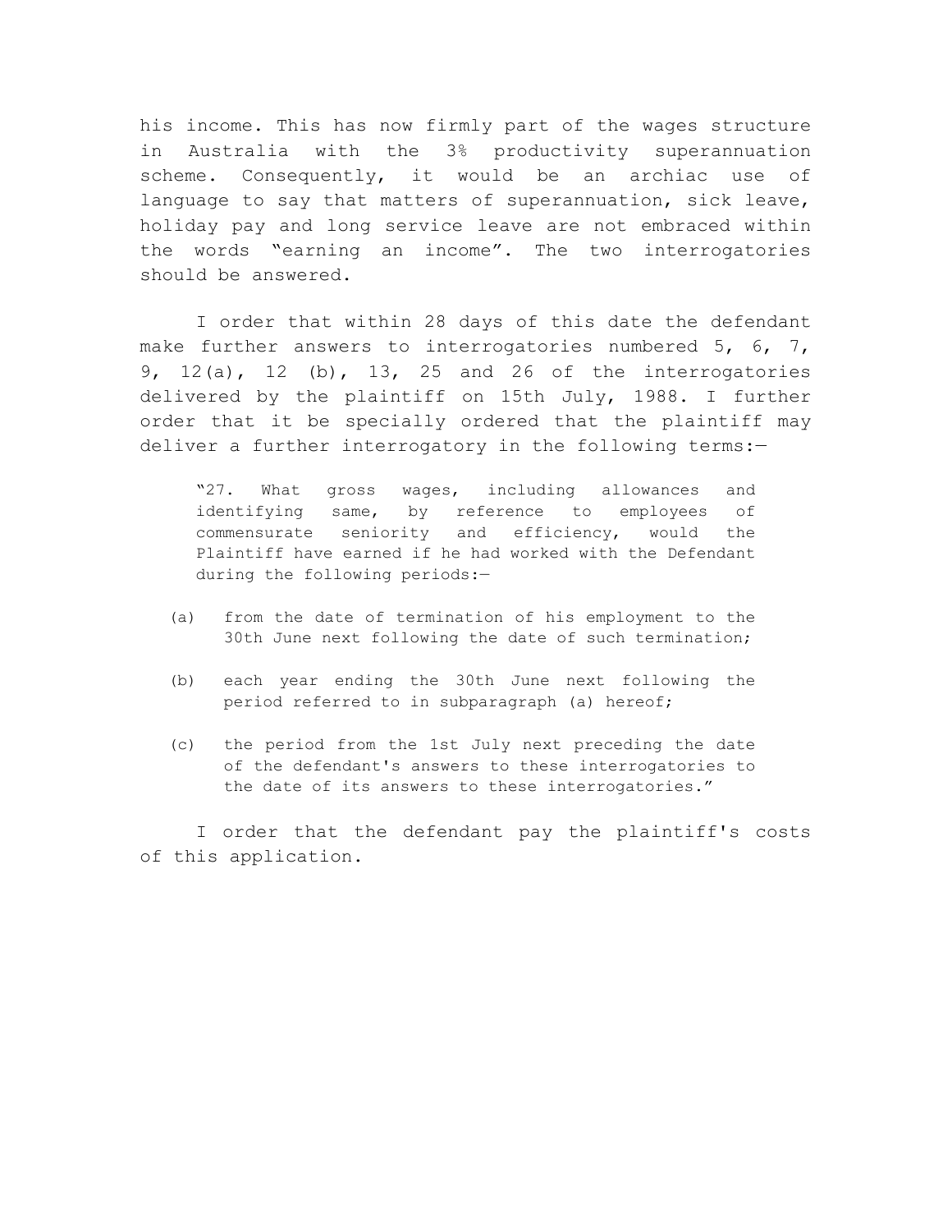his income. This has now firmly part of the wages structure in Australia with the 3% productivity superannuation scheme. Consequently, it would be an archiac use of language to say that matters of superannuation, sick leave, holiday pay and long service leave are not embraced within the words "earning an income". The two interrogatories should be answered.

I order that within 28 days of this date the defendant make further answers to interrogatories numbered 5, 6, 7, 9, 12(a), 12 (b), 13, 25 and 26 of the interrogatories delivered by the plaintiff on 15th July, 1988. I further order that it be specially ordered that the plaintiff may deliver a further interrogatory in the following terms:—

> "27. What gross wages, including allowances and identifying same, by reference to employees of commensurate seniority and efficiency, would the Plaintiff have earned if he had worked with the Defendant during the following periods:—
>
> (a) from the date of termination of his employment to the 30th June next following the date of such termination;
>
> (b) each year ending the 30th June next following the period referred to in subparagraph (a) hereof;
>
> (c) the period from the 1st July next preceding the date of the defendant's answers to these interrogatories to the date of its answers to these interrogatories."

I order that the defendant pay the plaintiff's costs of this application.